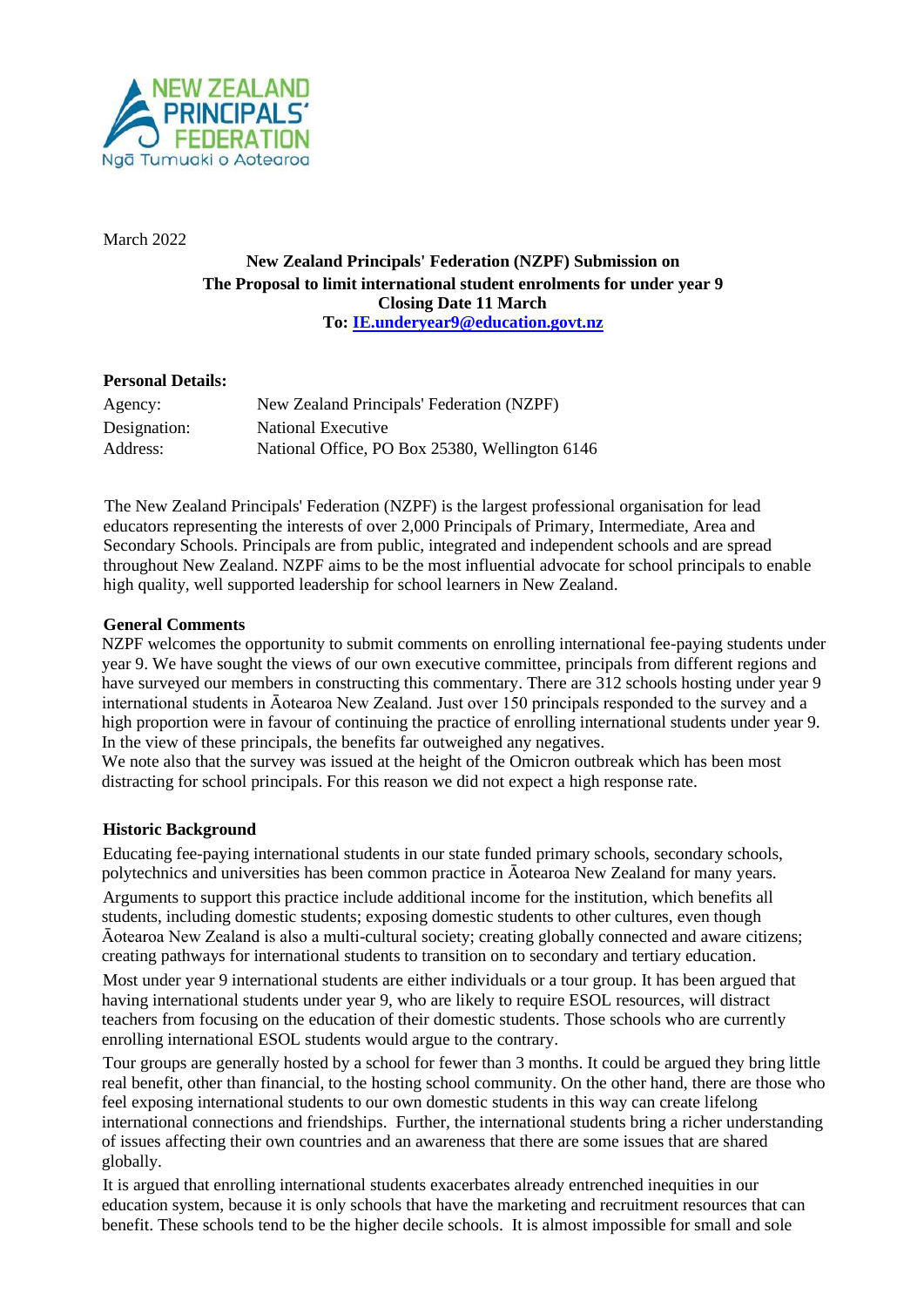March 2022

**New Zealand Principals' Federation (NZPF) Submission on**
**The Proposal to limit international student enrolments for under year 9**
**Closing Date 11 March**
**To: [IE.underyear9@education.govt.nz](mailto:IE.underyear9@education.govt.nz)**

**Personal Details:**

| | |
|---|---|
| Agency: | New Zealand Principals' Federation (NZPF) |
| Designation: | National Executive |
| Address: | National Office, PO Box 25380, Wellington 6146 |

The New Zealand Principals' Federation (NZPF) is the largest professional organisation for lead educators representing the interests of over 2,000 Principals of Primary, Intermediate, Area and Secondary Schools. Principals are from public, integrated and independent schools and are spread throughout New Zealand. NZPF aims to be the most influential advocate for school principals to enable high quality, well supported leadership for school learners in New Zealand.

**General Comments**

NZPF welcomes the opportunity to submit comments on enrolling international fee-paying students under year 9. We have sought the views of our own executive committee, principals from different regions and have surveyed our members in constructing this commentary. There are 312 schools hosting under year 9 international students in Āotearoa New Zealand. Just over 150 principals responded to the survey and a high proportion were in favour of continuing the practice of enrolling international students under year 9. In the view of these principals, the benefits far outweighed any negatives.

We note also that the survey was issued at the height of the Omicron outbreak which has been most distracting for school principals. For this reason we did not expect a high response rate.

**Historic Background**

Educating fee-paying international students in our state funded primary schools, secondary schools, polytechnics and universities has been common practice in Āotearoa New Zealand for many years.

Arguments to support this practice include additional income for the institution, which benefits all students, including domestic students; exposing domestic students to other cultures, even though Āotearoa New Zealand is also a multi-cultural society; creating globally connected and aware citizens; creating pathways for international students to transition on to secondary and tertiary education.

Most under year 9 international students are either individuals or a tour group. It has been argued that having international students under year 9, who are likely to require ESOL resources, will distract teachers from focusing on the education of their domestic students. Those schools who are currently enrolling international ESOL students would argue to the contrary.

Tour groups are generally hosted by a school for fewer than 3 months. It could be argued they bring little real benefit, other than financial, to the hosting school community. On the other hand, there are those who feel exposing international students to our own domestic students in this way can create lifelong international connections and friendships. Further, the international students bring a richer understanding of issues affecting their own countries and an awareness that there are some issues that are shared globally.

It is argued that enrolling international students exacerbates already entrenched inequities in our education system, because it is only schools that have the marketing and recruitment resources that can benefit. These schools tend to be the higher decile schools. It is almost impossible for small and sole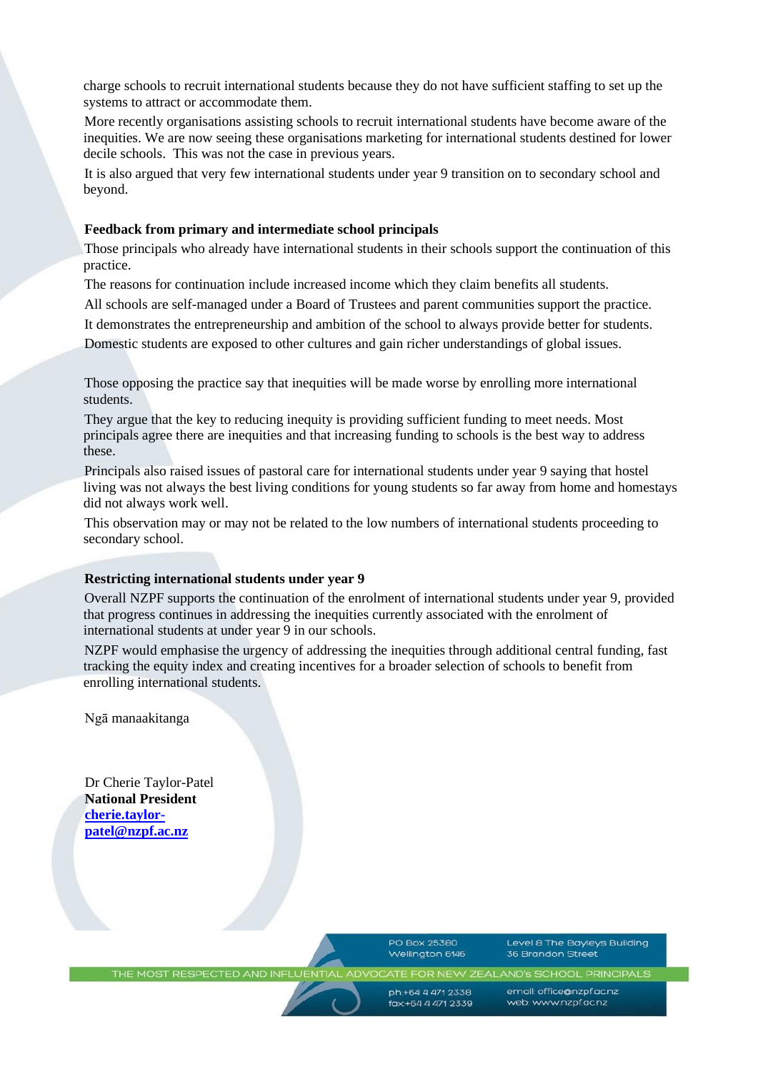charge schools to recruit international students because they do not have sufficient staffing to set up the systems to attract or accommodate them.

More recently organisations assisting schools to recruit international students have become aware of the inequities. We are now seeing these organisations marketing for international students destined for lower decile schools. This was not the case in previous years.

It is also argued that very few international students under year 9 transition on to secondary school and beyond.

**Feedback from primary and intermediate school principals**

Those principals who already have international students in their schools support the continuation of this practice.

The reasons for continuation include increased income which they claim benefits all students.

All schools are self-managed under a Board of Trustees and parent communities support the practice.

It demonstrates the entrepreneurship and ambition of the school to always provide better for students.

Domestic students are exposed to other cultures and gain richer understandings of global issues.

Those opposing the practice say that inequities will be made worse by enrolling more international students.

They argue that the key to reducing inequity is providing sufficient funding to meet needs. Most principals agree there are inequities and that increasing funding to schools is the best way to address these.

Principals also raised issues of pastoral care for international students under year 9 saying that hostel living was not always the best living conditions for young students so far away from home and homestays did not always work well.

This observation may or may not be related to the low numbers of international students proceeding to secondary school.

**Restricting international students under year 9**

Overall NZPF supports the continuation of the enrolment of international students under year 9, provided that progress continues in addressing the inequities currently associated with the enrolment of international students at under year 9 in our schools.

NZPF would emphasise the urgency of addressing the inequities through additional central funding, fast tracking the equity index and creating incentives for a broader selection of schools to benefit from enrolling international students.

Ngā manaakitanga

Dr Cherie Taylor-Patel
**National President**
**cherie.taylor-patel@nzpf.ac.nz**

PO Box 25380
Wellington 6146

Level 8 The Bayleys Building
36 Brandon Street

THE MOST RESPECTED AND INFLUENTIAL ADVOCATE FOR NEW ZEALAND's SCHOOL PRINCIPALS

ph:+64 4 471 2338
fax+64 4 471 2339

email: office@nzpf.ac.nz
web: www.nzpf.ac.nz